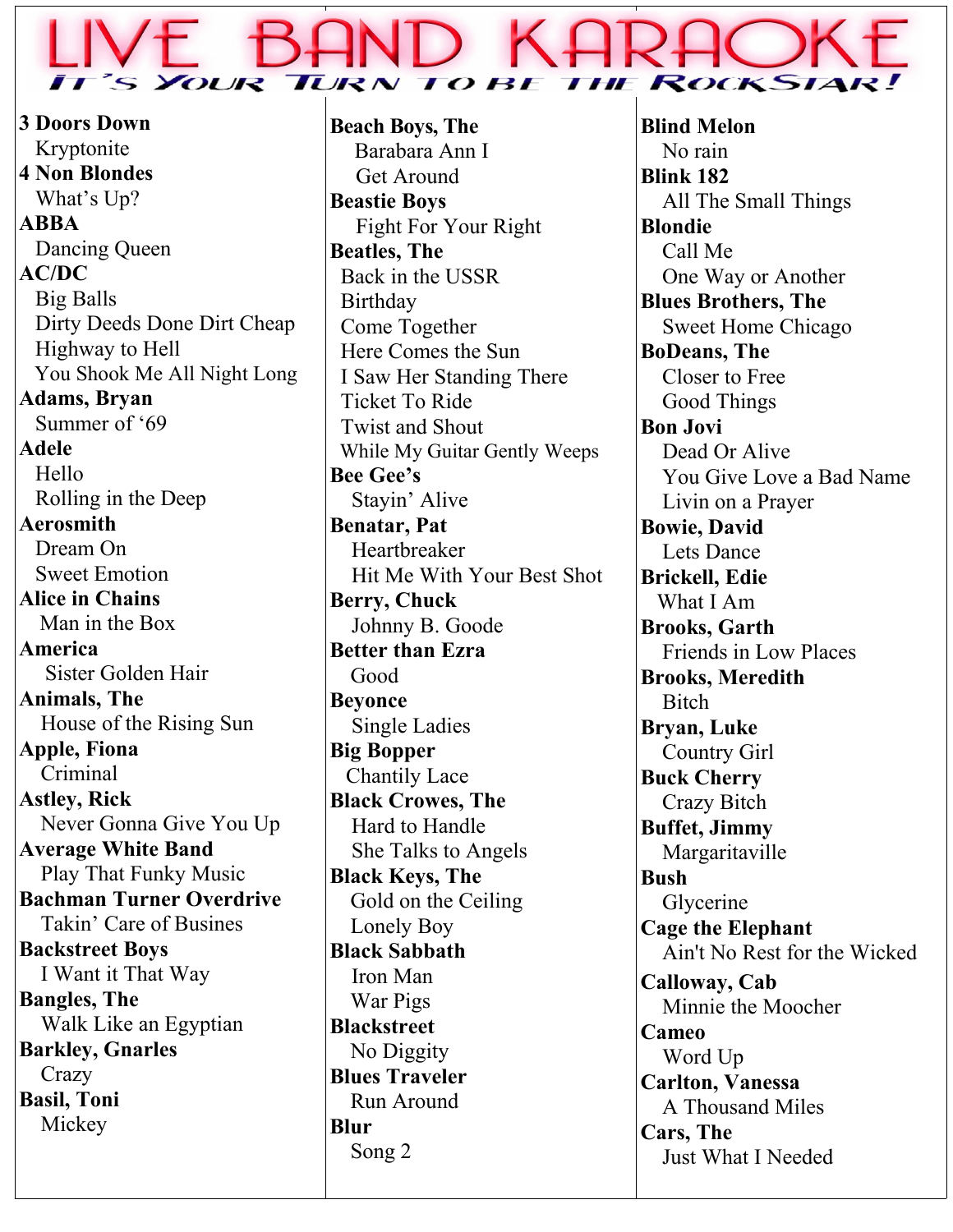# LIVE BAND KARAOKE

## IT'S YOUR TURN TO BE THE ROCKSTAR!

**3 Doors Down**
- Kryptonite

**4 Non Blondes**
- What's Up?

**ABBA**
- Dancing Queen

**AC/DC**
- Big Balls
- Dirty Deeds Done Dirt Cheap
- Highway to Hell
- You Shook Me All Night Long

**Adams, Bryan**
- Summer of '69

**Adele**
- Hello
- Rolling in the Deep

**Aerosmith**
- Dream On
- Sweet Emotion

**Alice in Chains**
- Man in the Box

**America**
- Sister Golden Hair

**Animals, The**
- House of the Rising Sun

**Apple, Fiona**
- Criminal

**Astley, Rick**
- Never Gonna Give You Up

**Average White Band**
- Play That Funky Music

**Bachman Turner Overdrive**
- Takin' Care of Busines

**Backstreet Boys**
- I Want it That Way

**Bangles, The**
- Walk Like an Egyptian

**Barkley, Gnarles**
- Crazy

**Basil, Toni**
- Mickey

**Beach Boys, The**
- Barabara Ann I
- Get Around

**Beastie Boys**
- Fight For Your Right

**Beatles, The**
- Back in the USSR
- Birthday
- Come Together
- Here Comes the Sun
- I Saw Her Standing There
- Ticket To Ride
- Twist and Shout
- While My Guitar Gently Weeps

**Bee Gee's**
- Stayin' Alive

**Benatar, Pat**
- Heartbreaker
- Hit Me With Your Best Shot

**Berry, Chuck**
- Johnny B. Goode

**Better than Ezra**
- Good

**Beyonce**
- Single Ladies

**Big Bopper**
- Chantily Lace

**Black Crowes, The**
- Hard to Handle
- She Talks to Angels

**Black Keys, The**
- Gold on the Ceiling
- Lonely Boy

**Black Sabbath**
- Iron Man
- War Pigs

**Blackstreet**
- No Diggity

**Blues Traveler**
- Run Around

**Blur**
- Song 2

**Blind Melon**
- No rain

**Blink 182**
- All The Small Things

**Blondie**
- Call Me
- One Way or Another

**Blues Brothers, The**
- Sweet Home Chicago

**BoDeans, The**
- Closer to Free
- Good Things

**Bon Jovi**
- Dead Or Alive
- You Give Love a Bad Name
- Livin on a Prayer

**Bowie, David**
- Lets Dance

**Brickell, Edie**
- What I Am

**Brooks, Garth**
- Friends in Low Places

**Brooks, Meredith**
- Bitch

**Bryan, Luke**
- Country Girl

**Buck Cherry**
- Crazy Bitch

**Buffet, Jimmy**
- Margaritaville

**Bush**
- Glycerine

**Cage the Elephant**
- Ain't No Rest for the Wicked

**Calloway, Cab**
- Minnie the Moocher

**Cameo**
- Word Up

**Carlton, Vanessa**
- A Thousand Miles

**Cars, The**
- Just What I Needed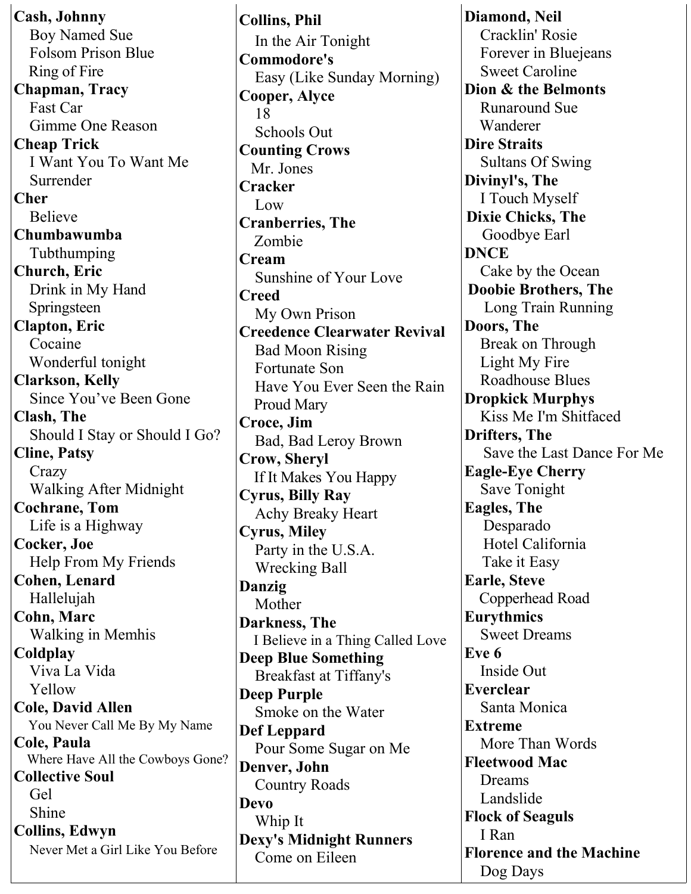**Cash, Johnny**
Boy Named Sue
Folsom Prison Blue
Ring of Fire

**Chapman, Tracy**
Fast Car
Gimme One Reason

**Cheap Trick**
I Want You To Want Me
Surrender

**Cher**
Believe

**Chumbawumba**
Tubthumping

**Church, Eric**
Drink in My Hand
Springsteen

**Clapton, Eric**
Cocaine
Wonderful tonight

**Clarkson, Kelly**
Since You’ve Been Gone

**Clash, The**
Should I Stay or Should I Go?

**Cline, Patsy**
Crazy
Walking After Midnight

**Cochrane, Tom**
Life is a Highway

**Cocker, Joe**
Help From My Friends

**Cohen, Lenard**
Hallelujah

**Cohn, Marc**
Walking in Memhis

**Coldplay**
Viva La Vida
Yellow

**Cole, David Allen**
You Never Call Me By My Name

**Cole, Paula**
Where Have All the Cowboys Gone?

**Collective Soul**
Gel
Shine

**Collins, Edwyn**
Never Met a Girl Like You Before

**Collins, Phil**
In the Air Tonight

**Commodore's**
Easy (Like Sunday Morning)

**Cooper, Alyce**
18
Schools Out

**Counting Crows**
Mr. Jones

**Cracker**
Low

**Cranberries, The**
Zombie

**Cream**
Sunshine of Your Love

**Creed**
My Own Prison

**Creedence Clearwater Revival**
Bad Moon Rising
Fortunate Son
Have You Ever Seen the Rain
Proud Mary

**Croce, Jim**
Bad, Bad Leroy Brown

**Crow, Sheryl**
If It Makes You Happy

**Cyrus, Billy Ray**
Achy Breaky Heart

**Cyrus, Miley**
Party in the U.S.A.
Wrecking Ball

**Danzig**
Mother

**Darkness, The**
I Believe in a Thing Called Love

**Deep Blue Something**
Breakfast at Tiffany's

**Deep Purple**
Smoke on the Water

**Def Leppard**
Pour Some Sugar on Me

**Denver, John**
Country Roads

**Devo**
Whip It

**Dexy's Midnight Runners**
Come on Eileen

**Diamond, Neil**
Cracklin' Rosie
Forever in Bluejeans
Sweet Caroline

**Dion & the Belmonts**
Runaround Sue
Wanderer

**Dire Straits**
Sultans Of Swing

**Divinyl's, The**
I Touch Myself

**Dixie Chicks, The**
Goodbye Earl

**DNCE**
Cake by the Ocean

**Doobie Brothers, The**
Long Train Running

**Doors, The**
Break on Through
Light My Fire
Roadhouse Blues

**Dropkick Murphys**
Kiss Me I'm Shitfaced

**Drifters, The**
Save the Last Dance For Me

**Eagle-Eye Cherry**
Save Tonight

**Eagles, The**
Desparado
Hotel California
Take it Easy

**Earle, Steve**
Copperhead Road

**Eurythmics**
Sweet Dreams

**Eve 6**
Inside Out

**Everclear**
Santa Monica

**Extreme**
More Than Words

**Fleetwood Mac**
Dreams
Landslide

**Flock of Seaguls**
I Ran

**Florence and the Machine**
Dog Days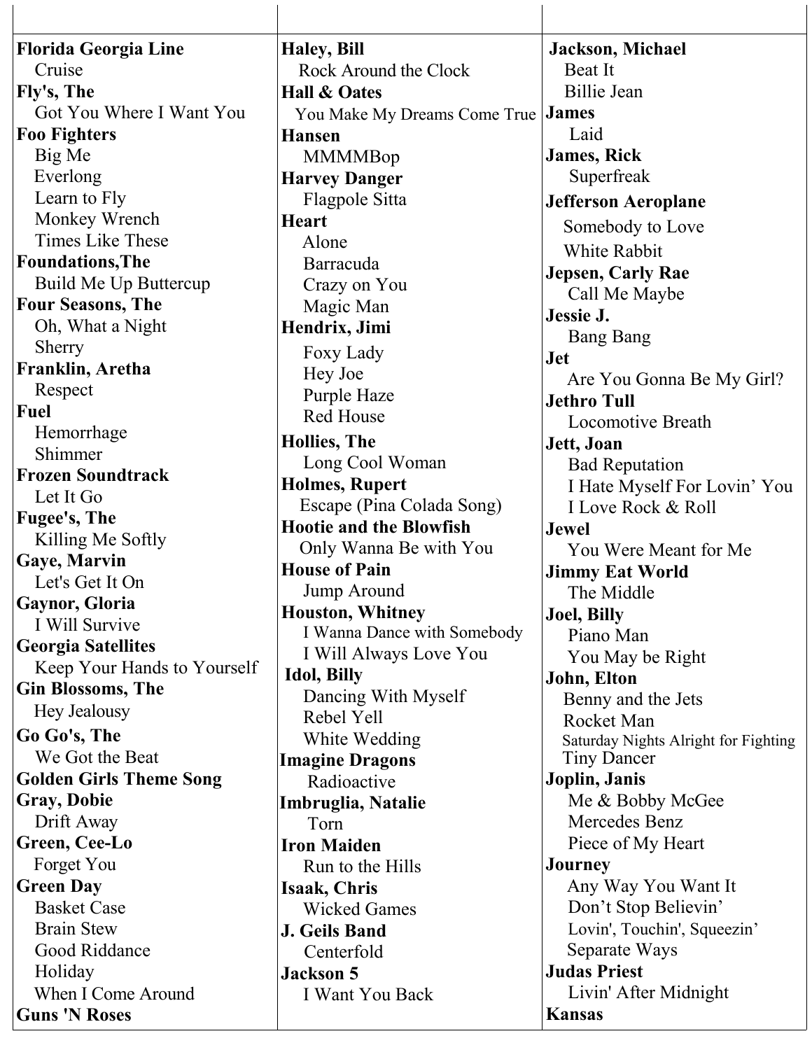**Florida Georgia Line**
Cruise
**Fly's, The**
Got You Where I Want You
**Foo Fighters**
Big Me
Everlong
Learn to Fly
Monkey Wrench
Times Like These
**Foundations,The**
Build Me Up Buttercup
**Four Seasons, The**
Oh, What a Night
Sherry
**Franklin, Aretha**
Respect
**Fuel**
Hemorrhage
Shimmer
**Frozen Soundtrack**
Let It Go
**Fugee's, The**
Killing Me Softly
**Gaye, Marvin**
Let's Get It On
**Gaynor, Gloria**
I Will Survive
**Georgia Satellites**
Keep Your Hands to Yourself
**Gin Blossoms, The**
Hey Jealousy
**Go Go's, The**
We Got the Beat
**Golden Girls Theme Song**
**Gray, Dobie**
Drift Away
**Green, Cee-Lo**
Forget You
**Green Day**
Basket Case
Brain Stew
Good Riddance
Holiday
When I Come Around
**Guns 'N Roses**

**Haley, Bill**
Rock Around the Clock
**Hall & Oates**
You Make My Dreams Come True
**Hansen**
MMMMBop
**Harvey Danger**
Flagpole Sitta
**Heart**
Alone
Barracuda
Crazy on You
Magic Man
**Hendrix, Jimi**
Foxy Lady
Hey Joe
Purple Haze
Red House
**Hollies, The**
Long Cool Woman
**Holmes, Rupert**
Escape (Pina Colada Song)
**Hootie and the Blowfish**
Only Wanna Be with You
**House of Pain**
Jump Around
**Houston, Whitney**
I Wanna Dance with Somebody
I Will Always Love You
**Idol, Billy**
Dancing With Myself
Rebel Yell
White Wedding
**Imagine Dragons**
Radioactive
**Imbruglia, Natalie**
Torn
**Iron Maiden**
Run to the Hills
**Isaak, Chris**
Wicked Games
**J. Geils Band**
Centerfold
**Jackson 5**
I Want You Back

**Jackson, Michael**
Beat It
Billie Jean
**James**
Laid
**James, Rick**
Superfreak
**Jefferson Aeroplane**
Somebody to Love
White Rabbit
**Jepsen, Carly Rae**
Call Me Maybe
**Jessie J.**
Bang Bang
**Jet**
Are You Gonna Be My Girl?
**Jethro Tull**
Locomotive Breath
**Jett, Joan**
Bad Reputation
I Hate Myself For Lovin' You
I Love Rock & Roll
**Jewel**
You Were Meant for Me
**Jimmy Eat World**
The Middle
**Joel, Billy**
Piano Man
You May be Right
**John, Elton**
Benny and the Jets
Rocket Man
Saturday Nights Alright for Fighting
Tiny Dancer
**Joplin, Janis**
Me & Bobby McGee
Mercedes Benz
Piece of My Heart
**Journey**
Any Way You Want It
Don't Stop Believin'
Lovin', Touchin', Squeezin'
Separate Ways
**Judas Priest**
Livin' After Midnight
**Kansas**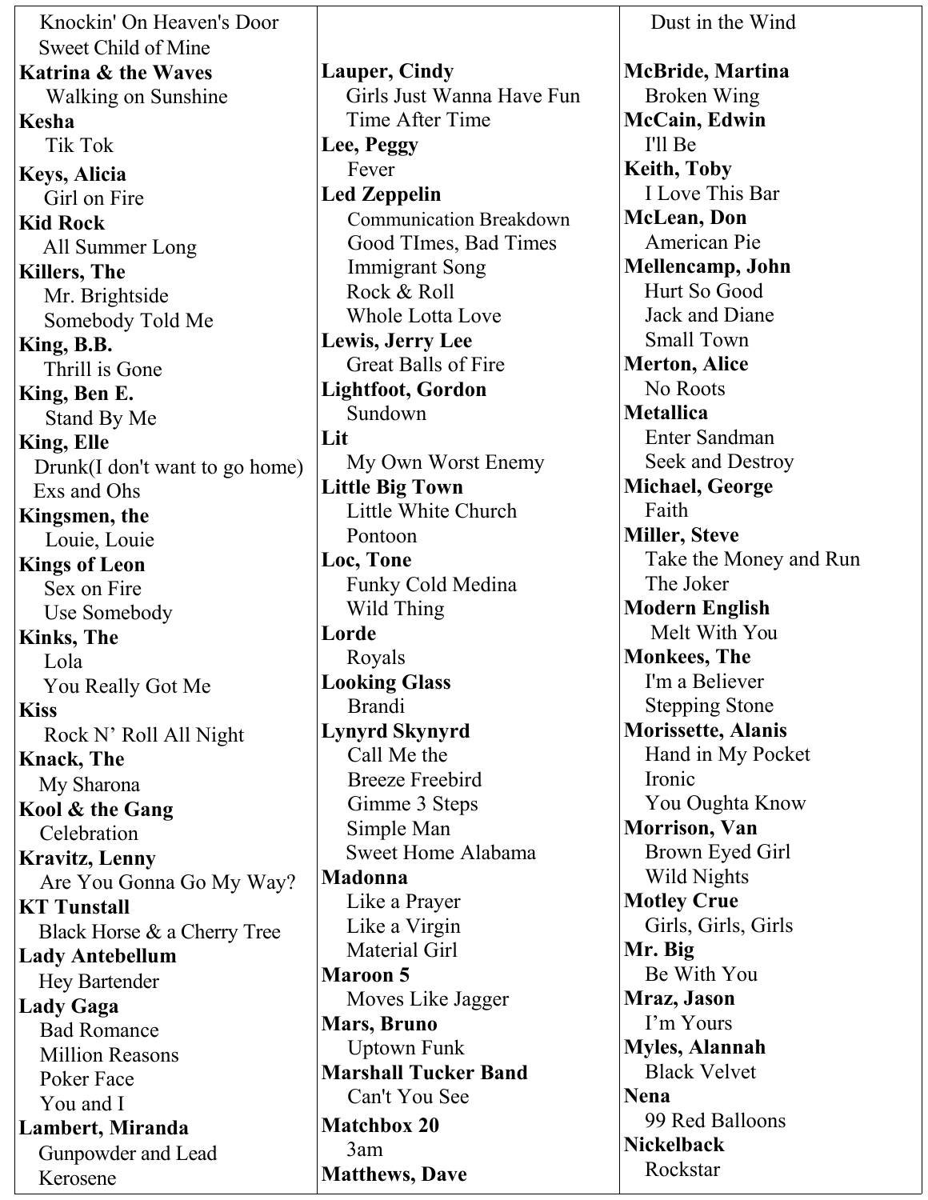Knockin' On Heaven's Door
Sweet Child of Mine

**Katrina & the Waves**
Walking on Sunshine

**Kesha**
Tik Tok

**Keys, Alicia**
Girl on Fire

**Kid Rock**
All Summer Long

**Killers, The**
Mr. Brightside
Somebody Told Me

**King, B.B.**
Thrill is Gone

**King, Ben E.**
Stand By Me

**King, Elle**
Drunk(I don't want to go home)
Exs and Ohs

**Kingsmen, the**
Louie, Louie

**Kings of Leon**
Sex on Fire
Use Somebody

**Kinks, The**
Lola
You Really Got Me

**Kiss**
Rock N' Roll All Night

**Knack, The**
My Sharona

**Kool & the Gang**
Celebration

**Kravitz, Lenny**
Are You Gonna Go My Way?

**KT Tunstall**
Black Horse & a Cherry Tree

**Lady Antebellum**
Hey Bartender

**Lady Gaga**
Bad Romance
Million Reasons
Poker Face
You and I

**Lambert, Miranda**
Gunpowder and Lead
Kerosene

**Lauper, Cindy**
Girls Just Wanna Have Fun
Time After Time

**Lee, Peggy**
Fever

**Led Zeppelin**
Communication Breakdown
Good TImes, Bad Times
Immigrant Song
Rock & Roll
Whole Lotta Love

**Lewis, Jerry Lee**
Great Balls of Fire

**Lightfoot, Gordon**
Sundown

**Lit**
My Own Worst Enemy

**Little Big Town**
Little White Church
Pontoon

**Loc, Tone**
Funky Cold Medina
Wild Thing

**Lorde**
Royals

**Looking Glass**
Brandi

**Lynyrd Skynyrd**
Call Me the
Breeze Freebird
Gimme 3 Steps
Simple Man
Sweet Home Alabama

**Madonna**
Like a Prayer
Like a Virgin
Material Girl

**Maroon 5**
Moves Like Jagger

**Mars, Bruno**
Uptown Funk

**Marshall Tucker Band**
Can't You See

**Matchbox 20**
3am

**Matthews, Dave**

Dust in the Wind

**McBride, Martina**
Broken Wing

**McCain, Edwin**
I'll Be

**Keith, Toby**
I Love This Bar

**McLean, Don**
American Pie

**Mellencamp, John**
Hurt So Good
Jack and Diane
Small Town

**Merton, Alice**
No Roots

**Metallica**
Enter Sandman
Seek and Destroy

**Michael, George**
Faith

**Miller, Steve**
Take the Money and Run
The Joker

**Modern English**
Melt With You

**Monkees, The**
I'm a Believer
Stepping Stone

**Morissette, Alanis**
Hand in My Pocket
Ironic
You Oughta Know

**Morrison, Van**
Brown Eyed Girl
Wild Nights

**Motley Crue**
Girls, Girls, Girls

**Mr. Big**
Be With You

**Mraz, Jason**
I'm Yours

**Myles, Alannah**
Black Velvet

**Nena**
99 Red Balloons

**Nickelback**
Rockstar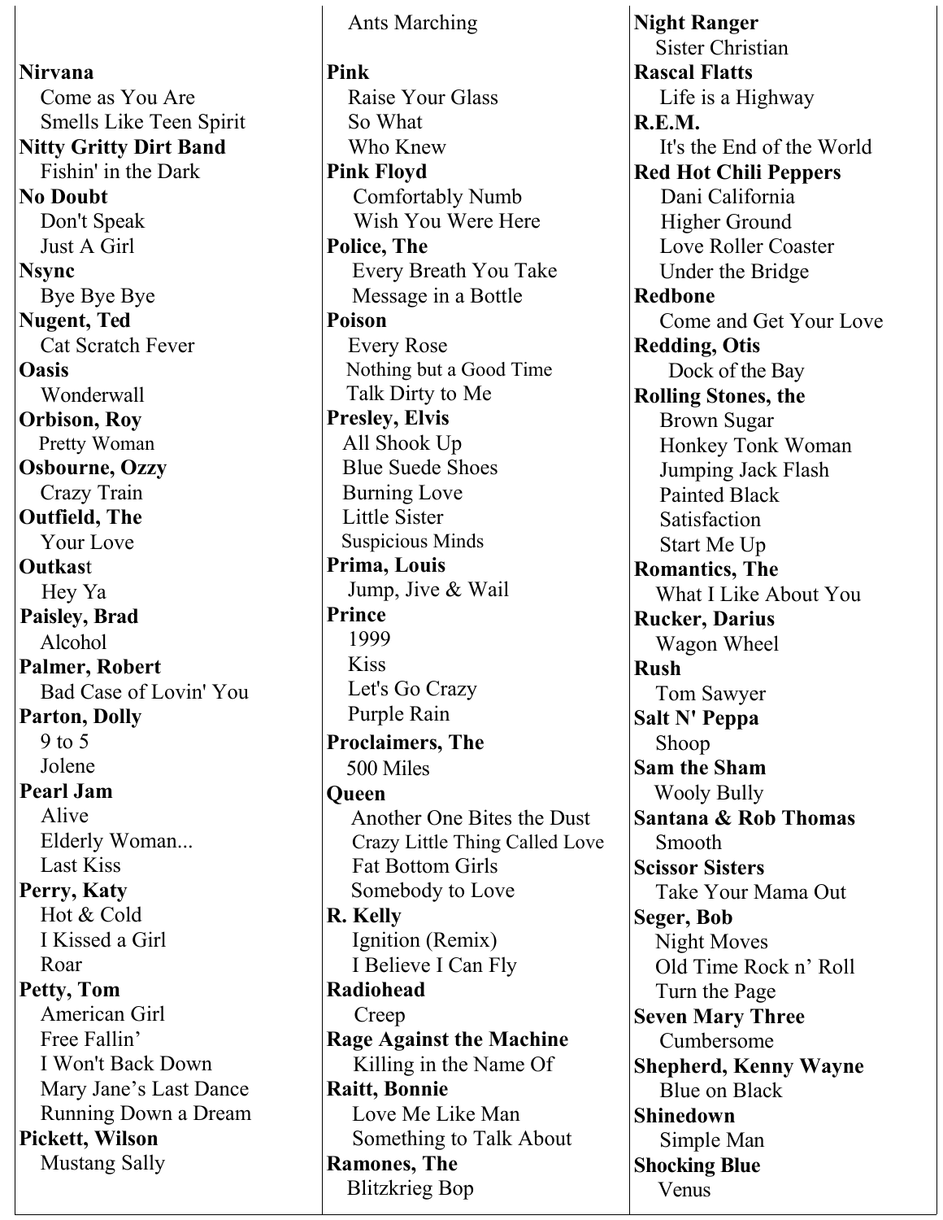**Nirvana**
Come as You Are
Smells Like Teen Spirit

**Nitty Gritty Dirt Band**
Fishin' in the Dark

**No Doubt**
Don't Speak
Just A Girl

**Nsync**
Bye Bye Bye

**Nugent, Ted**
Cat Scratch Fever

**Oasis**
Wonderwall

**Orbison, Roy**
Pretty Woman

**Osbourne, Ozzy**
Crazy Train

**Outfield, The**
Your Love

**Outkas**t
Hey Ya

**Paisley, Brad**
Alcohol

**Palmer, Robert**
Bad Case of Lovin' You

**Parton, Dolly**
9 to 5
Jolene

**Pearl Jam**
Alive
Elderly Woman...
Last Kiss

**Perry, Katy**
Hot & Cold
I Kissed a Girl
Roar

**Petty, Tom**
American Girl
Free Fallin'
I Won't Back Down
Mary Jane's Last Dance
Running Down a Dream

**Pickett, Wilson**
Mustang Sally

Ants Marching

**Pink**
Raise Your Glass
So What
Who Knew

**Pink Floyd**
Comfortably Numb
Wish You Were Here

**Police, The**
Every Breath You Take
Message in a Bottle

**Poison**
Every Rose
Nothing but a Good Time
Talk Dirty to Me

**Presley, Elvis**
All Shook Up
Blue Suede Shoes
Burning Love
Little Sister
Suspicious Minds

**Prima, Louis**
Jump, Jive & Wail

**Prince**
1999
Kiss
Let's Go Crazy
Purple Rain

**Proclaimers, The**
500 Miles

**Queen**
Another One Bites the Dust
Crazy Little Thing Called Love
Fat Bottom Girls
Somebody to Love

**R. Kelly**
Ignition (Remix)
I Believe I Can Fly

**Radiohead**
Creep

**Rage Against the Machine**
Killing in the Name Of

**Raitt, Bonnie**
Love Me Like Man
Something to Talk About

**Ramones, The**
Blitzkrieg Bop

**Night Ranger**
Sister Christian

**Rascal Flatts**
Life is a Highway

**R.E.M.**
It's the End of the World

**Red Hot Chili Peppers**
Dani California
Higher Ground
Love Roller Coaster
Under the Bridge

**Redbone**
Come and Get Your Love

**Redding, Otis**
Dock of the Bay

**Rolling Stones, the**
Brown Sugar
Honkey Tonk Woman
Jumping Jack Flash
Painted Black
Satisfaction
Start Me Up

**Romantics, The**
What I Like About You

**Rucker, Darius**
Wagon Wheel

**Rush**
Tom Sawyer

**Salt N' Peppa**
Shoop

**Sam the Sham**
Wooly Bully

**Santana & Rob Thomas**
Smooth

**Scissor Sisters**
Take Your Mama Out

**Seger, Bob**
Night Moves
Old Time Rock n' Roll
Turn the Page

**Seven Mary Three**
Cumbersome

**Shepherd, Kenny Wayne**
Blue on Black

**Shinedown**
Simple Man

**Shocking Blue**
Venus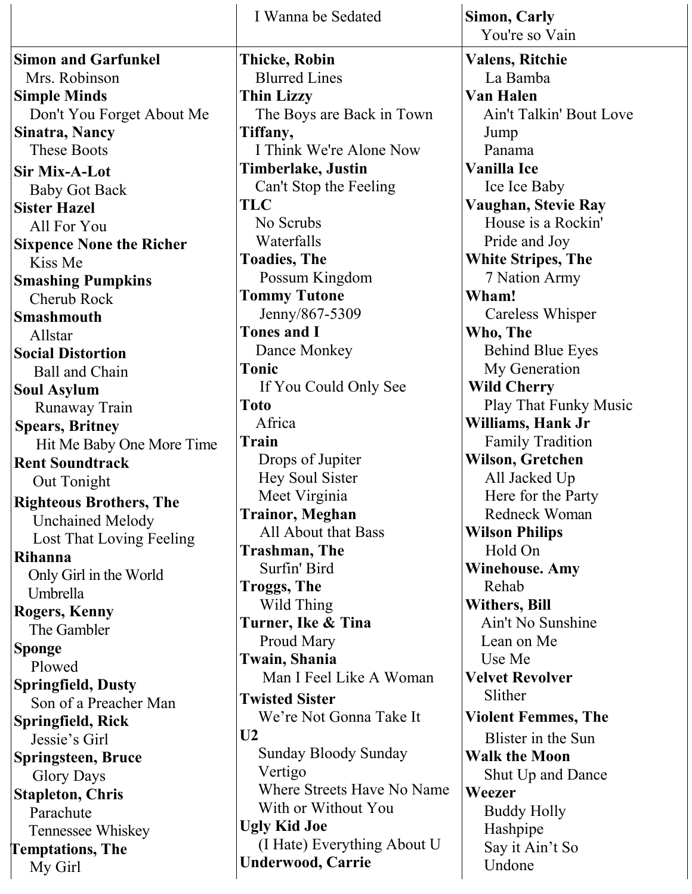I Wanna be Sedated

**Simon, Carly**
You're so Vain

**Simon and Garfunkel**
Mrs. Robinson
**Simple Minds**
Don't You Forget About Me
**Sinatra, Nancy**
These Boots
**Sir Mix-A-Lot**
Baby Got Back
**Sister Hazel**
All For You
**Sixpence None the Richer**
Kiss Me
**Smashing Pumpkins**
Cherub Rock
**Smashmouth**
Allstar
**Social Distortion**
Ball and Chain
**Soul Asylum**
Runaway Train
**Spears, Britney**
Hit Me Baby One More Time
**Rent Soundtrack**
Out Tonight
**Righteous Brothers, The**
Unchained Melody
Lost That Loving Feeling
**Rihanna**
Only Girl in the World
Umbrella
**Rogers, Kenny**
The Gambler
**Sponge**
Plowed
**Springfield, Dusty**
Son of a Preacher Man
**Springfield, Rick**
Jessie's Girl
**Springsteen, Bruce**
Glory Days
**Stapleton, Chris**
Parachute
Tennessee Whiskey
**Temptations, The**
My Girl

**Thicke, Robin**
Blurred Lines
**Thin Lizzy**
The Boys are Back in Town
**Tiffany,**
I Think We're Alone Now
**Timberlake, Justin**
Can't Stop the Feeling
**TLC**
No Scrubs
Waterfalls
**Toadies, The**
Possum Kingdom
**Tommy Tutone**
Jenny/867-5309
**Tones and I**
Dance Monkey
**Tonic**
If You Could Only See
**Toto**
Africa
**Train**
Drops of Jupiter
Hey Soul Sister
Meet Virginia
**Trainor, Meghan**
All About that Bass
**Trashman, The**
Surfin' Bird
**Troggs, The**
Wild Thing
**Turner, Ike & Tina**
Proud Mary
**Twain, Shania**
Man I Feel Like A Woman
**Twisted Sister**
We're Not Gonna Take It
**U2**
Sunday Bloody Sunday
Vertigo
Where Streets Have No Name
With or Without You
**Ugly Kid Joe**
(I Hate) Everything About U
**Underwood, Carrie**

**Valens, Ritchie**
La Bamba
**Van Halen**
Ain't Talkin' Bout Love
Jump
Panama
**Vanilla Ice**
Ice Ice Baby
**Vaughan, Stevie Ray**
House is a Rockin'
Pride and Joy
**White Stripes, The**
7 Nation Army
**Wham!**
Careless Whisper
**Who, The**
Behind Blue Eyes
My Generation
**Wild Cherry**
Play That Funky Music
**Williams, Hank Jr**
Family Tradition
**Wilson, Gretchen**
All Jacked Up
Here for the Party
Redneck Woman
**Wilson Philips**
Hold On
**Winehouse. Amy**
Rehab
**Withers, Bill**
Ain't No Sunshine
Lean on Me
Use Me
**Velvet Revolver**
Slither
**Violent Femmes, The**
Blister in the Sun
**Walk the Moon**
Shut Up and Dance
**Weezer**
Buddy Holly
Hashpipe
Say it Ain't So
Undone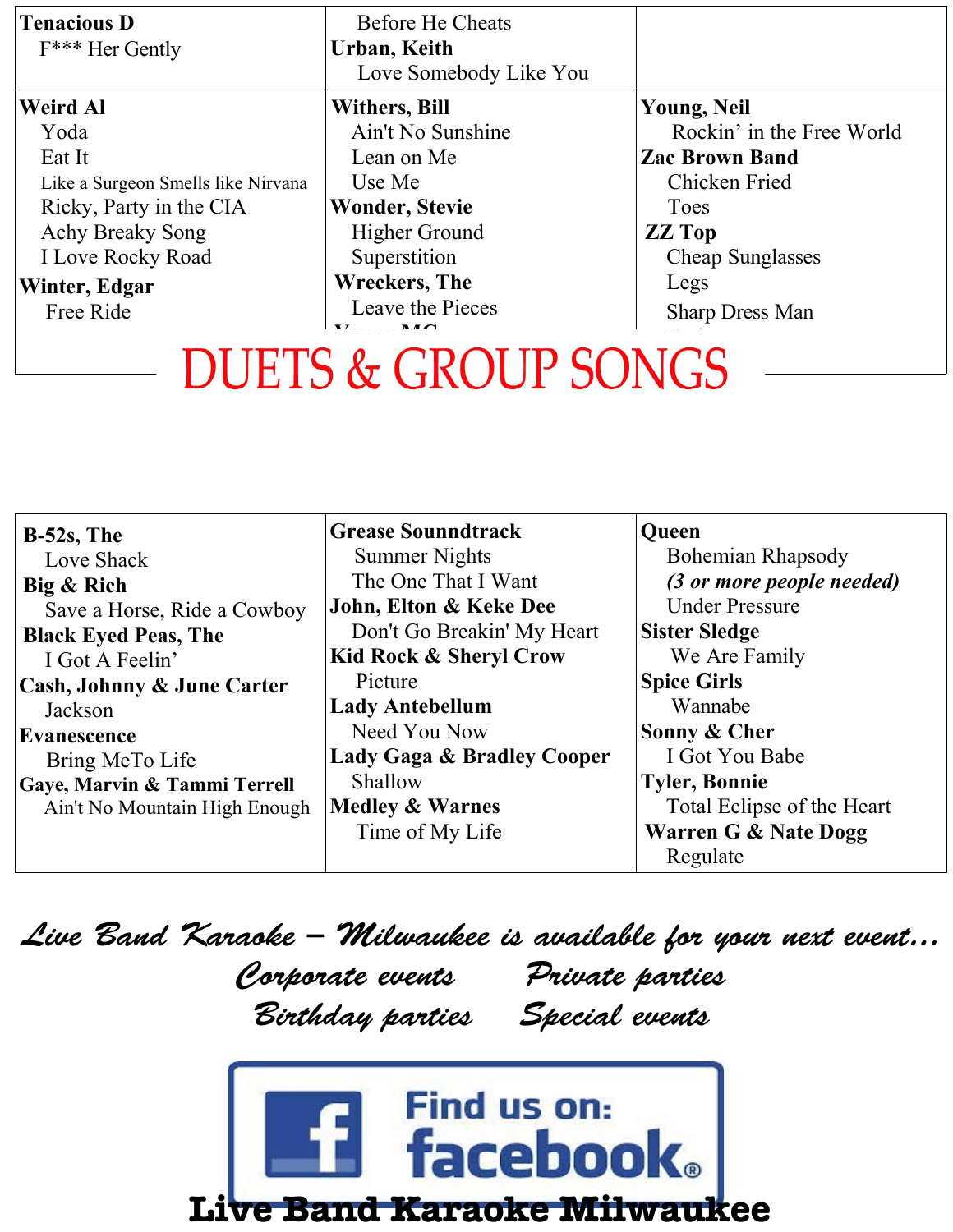**Tenacious D**
F*** Her Gently

Before He Cheats

**Urban, Keith**
Love Somebody Like You

**Weird Al**
Yoda
Eat It
Like a Surgeon Smells like Nirvana
Ricky, Party in the CIA
Achy Breaky Song
I Love Rocky Road

**Winter, Edgar**
Free Ride

**Withers, Bill**
Ain't No Sunshine
Lean on Me
Use Me

**Wonder, Stevie**
Higher Ground
Superstition

**Wreckers, The**
Leave the Pieces

**Young, Neil**
Rockin' in the Free World

**Zac Brown Band**
Chicken Fried
Toes

**ZZ Top**
Cheap Sunglasses
Legs
Sharp Dress Man

# DUETS & GROUP SONGS

**B-52s, The**
Love Shack

**Big & Rich**
Save a Horse, Ride a Cowboy

**Black Eyed Peas, The**
I Got A Feelin'

**Cash, Johnny & June Carter**
Jackson

**Evanescence**
Bring MeTo Life

**Gaye, Marvin & Tammi Terrell**
Ain't No Mountain High Enough

**Grease Sounndtrack**
Summer Nights
The One That I Want

**John, Elton & Keke Dee**
Don't Go Breakin' My Heart

**Kid Rock & Sheryl Crow**
Picture

**Lady Antebellum**
Need You Now

**Lady Gaga & Bradley Cooper**
Shallow

**Medley & Warnes**
Time of My Life

**Queen**
Bohemian Rhapsody
***(3 or more people needed)***
Under Pressure

**Sister Sledge**
We Are Family

**Spice Girls**
Wannabe

**Sonny & Cher**
I Got You Babe

**Tyler, Bonnie**
Total Eclipse of the Heart

**Warren G & Nate Dogg**
Regulate

*Live Band Karaoke – Milwaukee is available for your next event...*

*Corporate events* *Private parties*

*Birthday parties* *Special events*

Find us on: facebook

**Live Band Karaoke Milwaukee**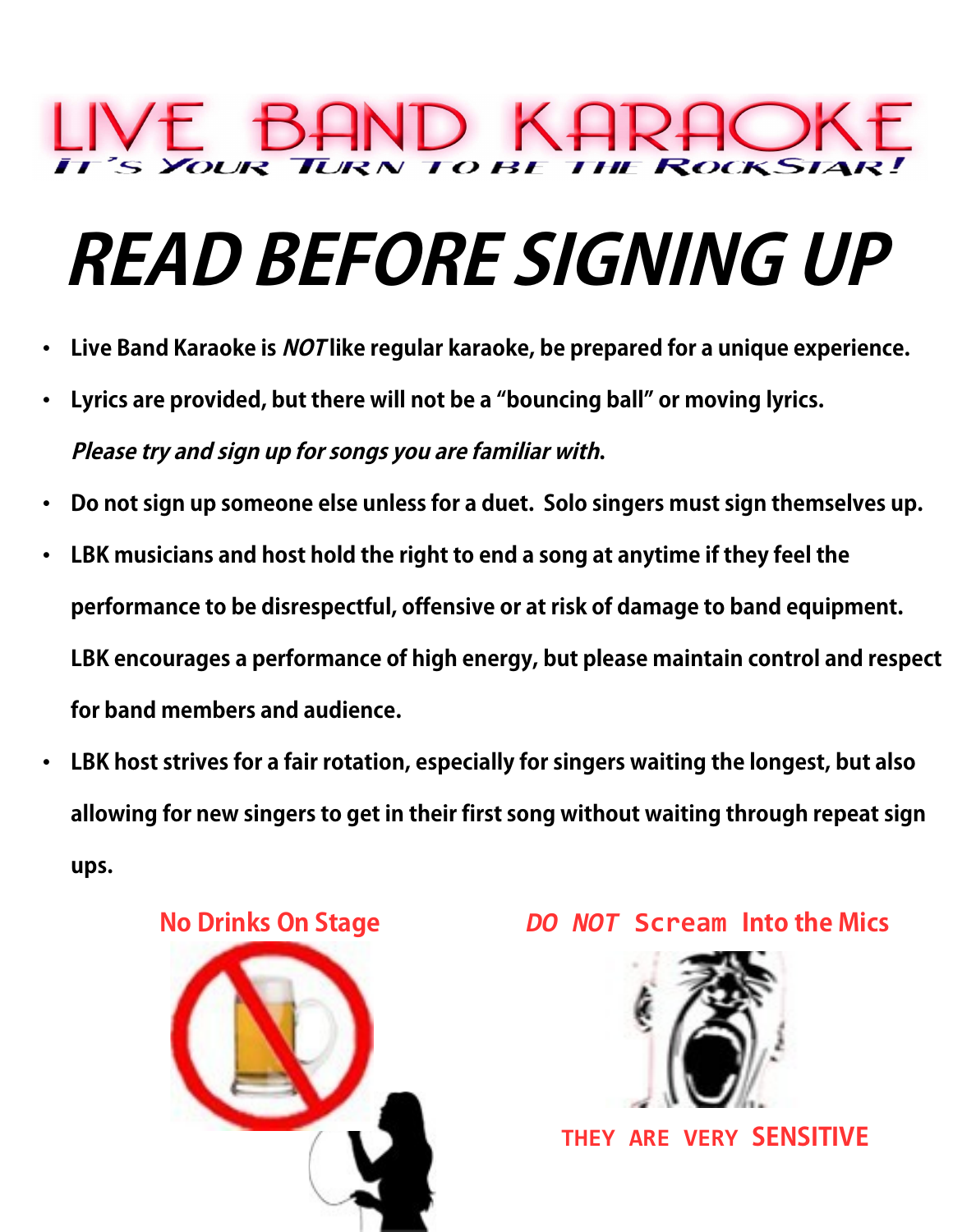# LIVE BAND KARAOKE

*IT'S YOUR TURN TO BE THE ROCKSTAR!*

# READ BEFORE SIGNING UP

- **Live Band Karaoke is *NOT* like regular karaoke, be prepared for a unique experience.**
- **Lyrics are provided, but there will not be a "bouncing ball" or moving lyrics.**

  ***Please try and sign up for songs you are familiar with.***
- **Do not sign up someone else unless for a duet. Solo singers must sign themselves up.**
- **LBK musicians and host hold the right to end a song at anytime if they feel the performance to be disrespectful, offensive or at risk of damage to band equipment. LBK encourages a performance of high energy, but please maintain control and respect for band members and audience.**
- **LBK host strives for a fair rotation, especially for singers waiting the longest, but also allowing for new singers to get in their first song without waiting through repeat sign ups.**

**No Drinks On Stage**

***DO NOT* Scream Into the Mics**

**THEY ARE VERY SENSITIVE**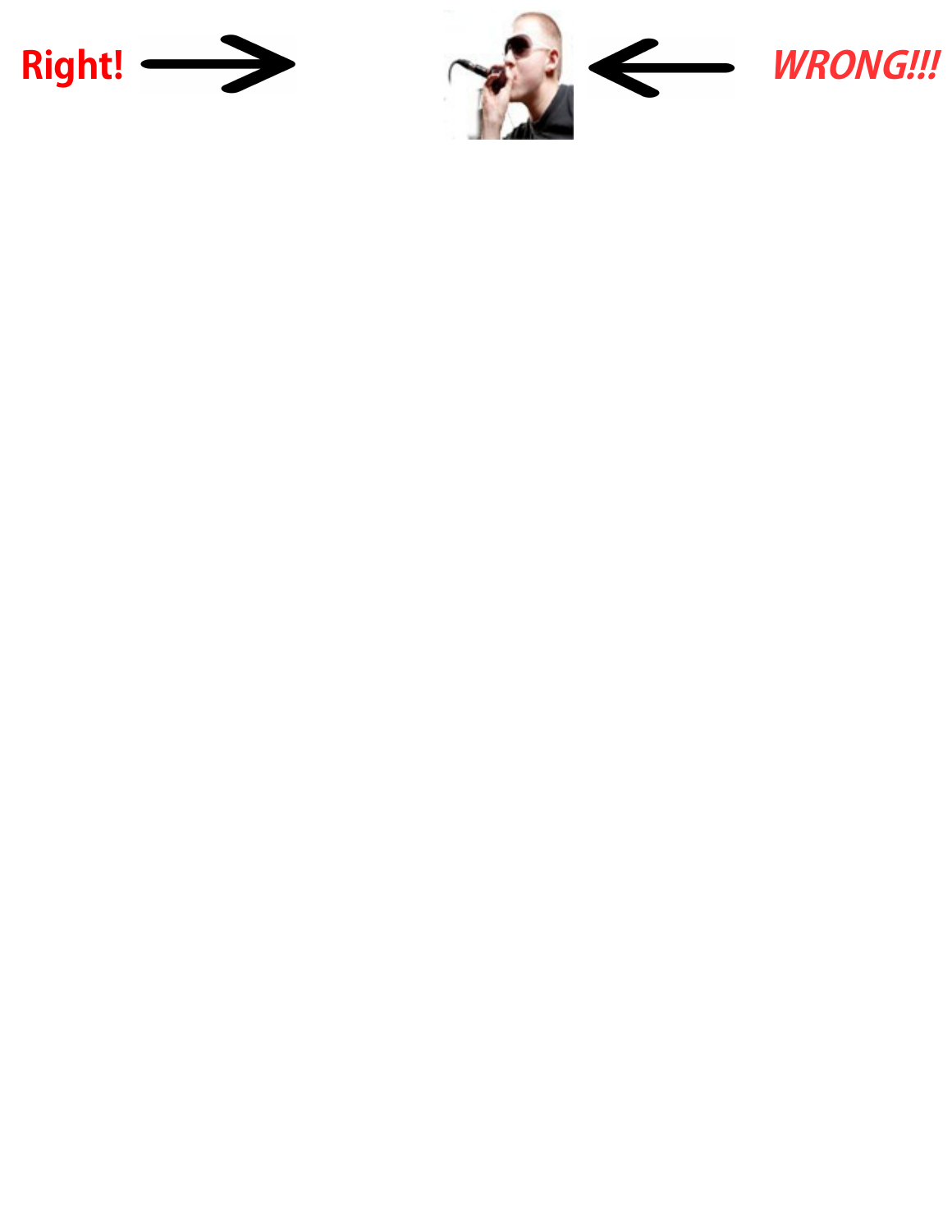Right! WRONG!!!